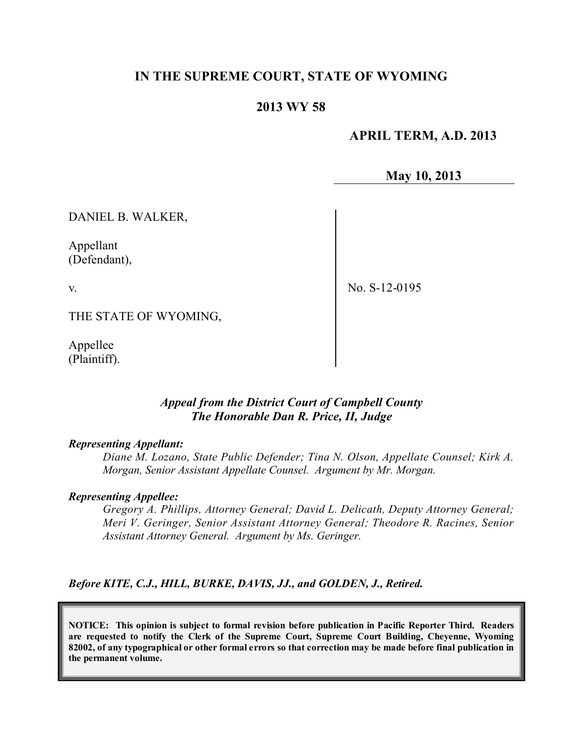# IN THE SUPREME COURT, STATE OF WYOMING

## 2013 WY 58

**APRIL TERM, A.D. 2013**

**May 10, 2013**

DANIEL B. WALKER,

Appellant
(Defendant),

v.

THE STATE OF WYOMING,

Appellee
(Plaintiff).

No. S-12-0195

***Appeal from the District Court of Campbell County***
***The Honorable Dan R. Price, II, Judge***

***Representing Appellant:***

*Diane M. Lozano, State Public Defender; Tina N. Olson, Appellate Counsel; Kirk A. Morgan, Senior Assistant Appellate Counsel. Argument by Mr. Morgan.*

***Representing Appellee:***

*Gregory A. Phillips, Attorney General; David L. Delicath, Deputy Attorney General; Meri V. Geringer, Senior Assistant Attorney General; Theodore R. Racines, Senior Assistant Attorney General. Argument by Ms. Geringer.*

***Before KITE, C.J., HILL, BURKE, DAVIS, JJ., and GOLDEN, J., Retired.***

**NOTICE: This opinion is subject to formal revision before publication in Pacific Reporter Third. Readers are requested to notify the Clerk of the Supreme Court, Supreme Court Building, Cheyenne, Wyoming 82002, of any typographical or other formal errors so that correction may be made before final publication in the permanent volume.**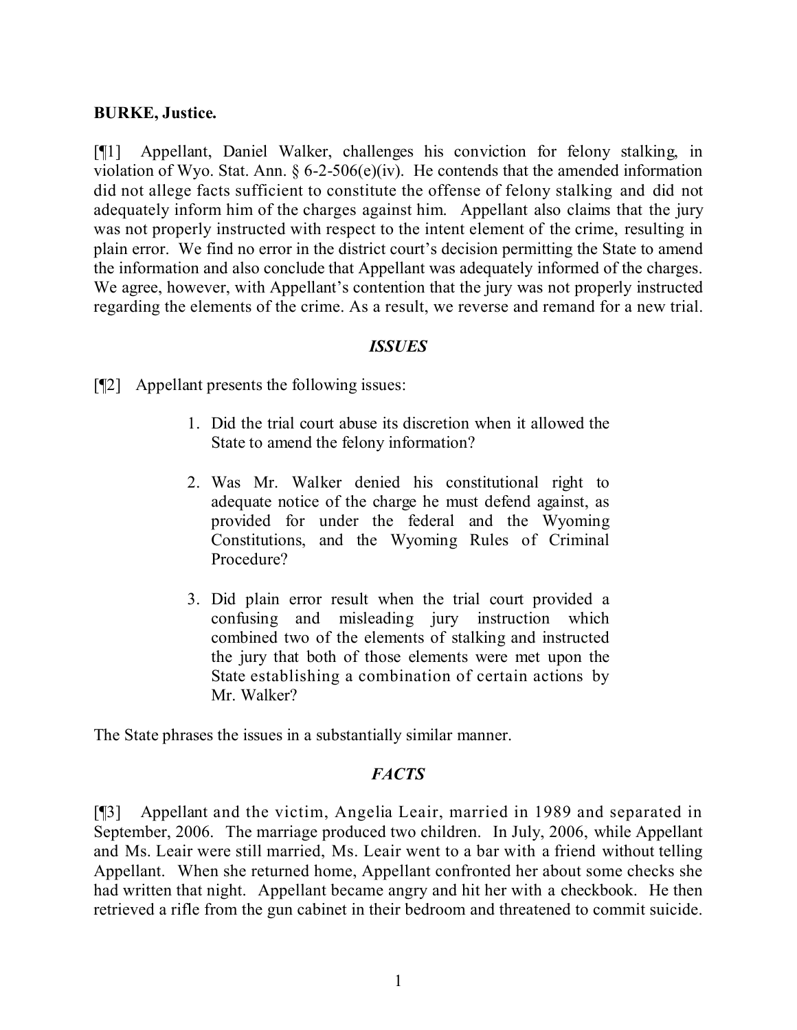**BURKE, Justice.**

[¶1] Appellant, Daniel Walker, challenges his conviction for felony stalking, in violation of Wyo. Stat. Ann. § 6-2-506(e)(iv). He contends that the amended information did not allege facts sufficient to constitute the offense of felony stalking and did not adequately inform him of the charges against him. Appellant also claims that the jury was not properly instructed with respect to the intent element of the crime, resulting in plain error. We find no error in the district court's decision permitting the State to amend the information and also conclude that Appellant was adequately informed of the charges. We agree, however, with Appellant's contention that the jury was not properly instructed regarding the elements of the crime. As a result, we reverse and remand for a new trial.

## *ISSUES*

[¶2] Appellant presents the following issues:

1. Did the trial court abuse its discretion when it allowed the State to amend the felony information?
2. Was Mr. Walker denied his constitutional right to adequate notice of the charge he must defend against, as provided for under the federal and the Wyoming Constitutions, and the Wyoming Rules of Criminal Procedure?
3. Did plain error result when the trial court provided a confusing and misleading jury instruction which combined two of the elements of stalking and instructed the jury that both of those elements were met upon the State establishing a combination of certain actions by Mr. Walker?

The State phrases the issues in a substantially similar manner.

## *FACTS*

[¶3] Appellant and the victim, Angelia Leair, married in 1989 and separated in September, 2006. The marriage produced two children. In July, 2006, while Appellant and Ms. Leair were still married, Ms. Leair went to a bar with a friend without telling Appellant. When she returned home, Appellant confronted her about some checks she had written that night. Appellant became angry and hit her with a checkbook. He then retrieved a rifle from the gun cabinet in their bedroom and threatened to commit suicide.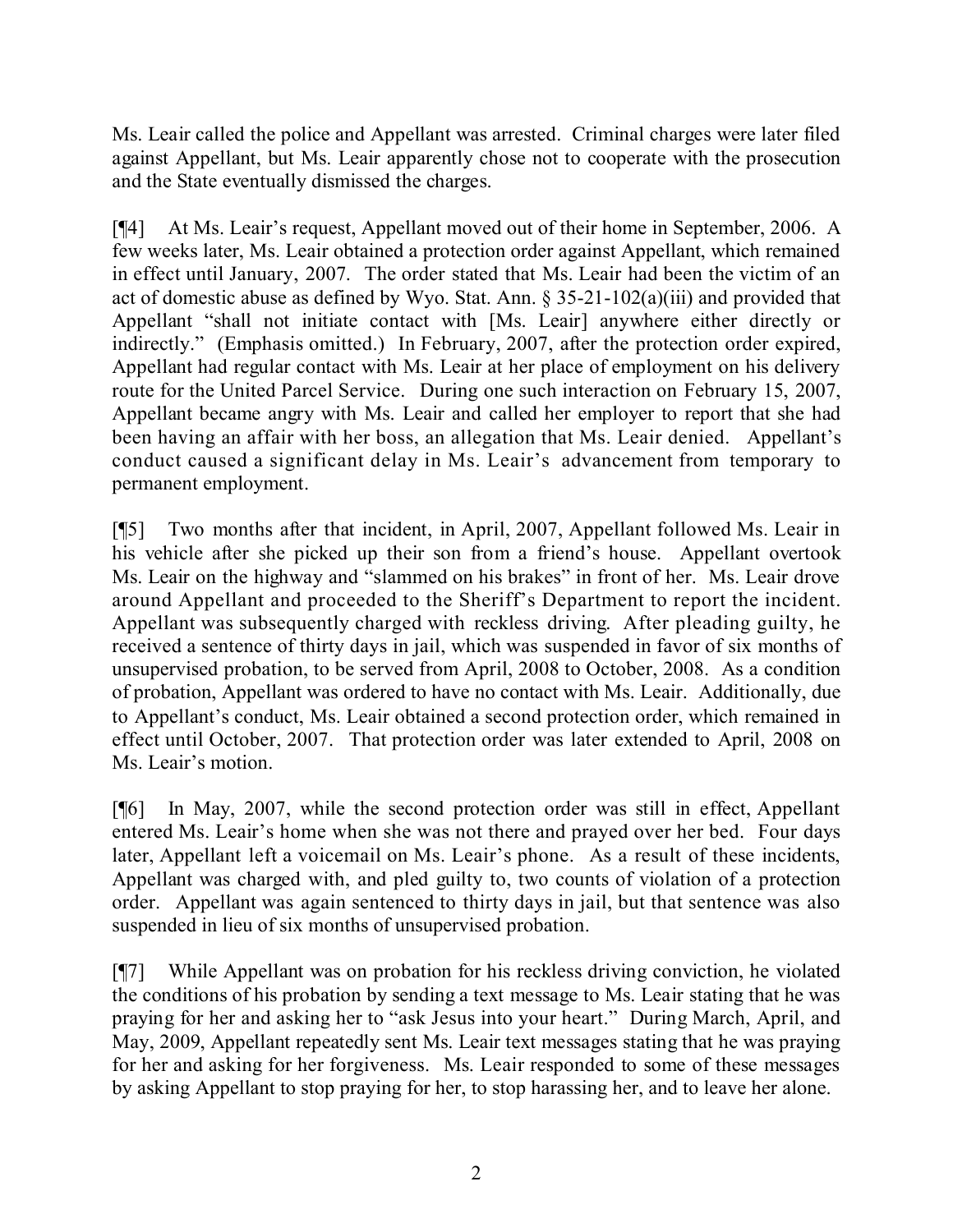Ms. Leair called the police and Appellant was arrested. Criminal charges were later filed against Appellant, but Ms. Leair apparently chose not to cooperate with the prosecution and the State eventually dismissed the charges.

[¶4] At Ms. Leair's request, Appellant moved out of their home in September, 2006. A few weeks later, Ms. Leair obtained a protection order against Appellant, which remained in effect until January, 2007. The order stated that Ms. Leair had been the victim of an act of domestic abuse as defined by Wyo. Stat. Ann. § 35-21-102(a)(iii) and provided that Appellant "shall not initiate contact with [Ms. Leair] anywhere either directly or indirectly." (Emphasis omitted.) In February, 2007, after the protection order expired, Appellant had regular contact with Ms. Leair at her place of employment on his delivery route for the United Parcel Service. During one such interaction on February 15, 2007, Appellant became angry with Ms. Leair and called her employer to report that she had been having an affair with her boss, an allegation that Ms. Leair denied. Appellant's conduct caused a significant delay in Ms. Leair's advancement from temporary to permanent employment.

[¶5] Two months after that incident, in April, 2007, Appellant followed Ms. Leair in his vehicle after she picked up their son from a friend's house. Appellant overtook Ms. Leair on the highway and "slammed on his brakes" in front of her. Ms. Leair drove around Appellant and proceeded to the Sheriff's Department to report the incident. Appellant was subsequently charged with reckless driving. After pleading guilty, he received a sentence of thirty days in jail, which was suspended in favor of six months of unsupervised probation, to be served from April, 2008 to October, 2008. As a condition of probation, Appellant was ordered to have no contact with Ms. Leair. Additionally, due to Appellant's conduct, Ms. Leair obtained a second protection order, which remained in effect until October, 2007. That protection order was later extended to April, 2008 on Ms. Leair's motion.

[¶6] In May, 2007, while the second protection order was still in effect, Appellant entered Ms. Leair's home when she was not there and prayed over her bed. Four days later, Appellant left a voicemail on Ms. Leair's phone. As a result of these incidents, Appellant was charged with, and pled guilty to, two counts of violation of a protection order. Appellant was again sentenced to thirty days in jail, but that sentence was also suspended in lieu of six months of unsupervised probation.

[¶7] While Appellant was on probation for his reckless driving conviction, he violated the conditions of his probation by sending a text message to Ms. Leair stating that he was praying for her and asking her to "ask Jesus into your heart." During March, April, and May, 2009, Appellant repeatedly sent Ms. Leair text messages stating that he was praying for her and asking for her forgiveness. Ms. Leair responded to some of these messages by asking Appellant to stop praying for her, to stop harassing her, and to leave her alone.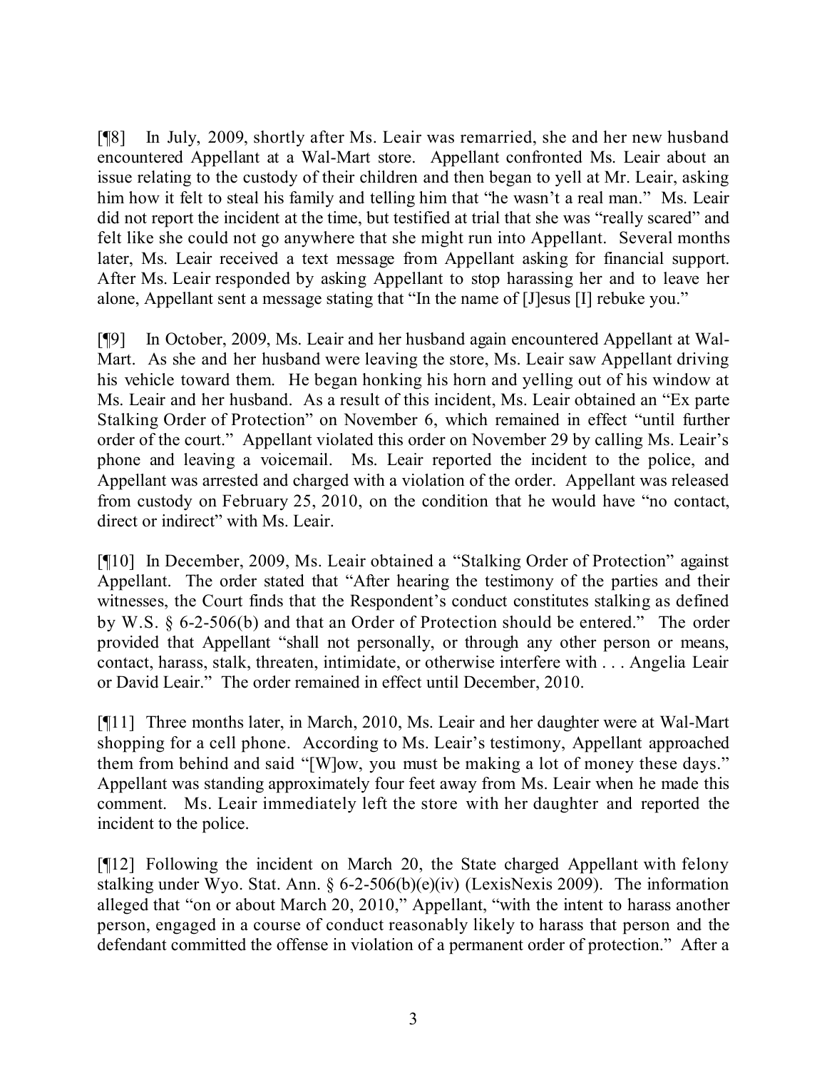[¶8] In July, 2009, shortly after Ms. Leair was remarried, she and her new husband encountered Appellant at a Wal-Mart store. Appellant confronted Ms. Leair about an issue relating to the custody of their children and then began to yell at Mr. Leair, asking him how it felt to steal his family and telling him that "he wasn't a real man." Ms. Leair did not report the incident at the time, but testified at trial that she was "really scared" and felt like she could not go anywhere that she might run into Appellant. Several months later, Ms. Leair received a text message from Appellant asking for financial support. After Ms. Leair responded by asking Appellant to stop harassing her and to leave her alone, Appellant sent a message stating that "In the name of [J]esus [I] rebuke you."

[¶9] In October, 2009, Ms. Leair and her husband again encountered Appellant at Wal-Mart. As she and her husband were leaving the store, Ms. Leair saw Appellant driving his vehicle toward them. He began honking his horn and yelling out of his window at Ms. Leair and her husband. As a result of this incident, Ms. Leair obtained an "Ex parte Stalking Order of Protection" on November 6, which remained in effect "until further order of the court." Appellant violated this order on November 29 by calling Ms. Leair's phone and leaving a voicemail. Ms. Leair reported the incident to the police, and Appellant was arrested and charged with a violation of the order. Appellant was released from custody on February 25, 2010, on the condition that he would have "no contact, direct or indirect" with Ms. Leair.

[¶10] In December, 2009, Ms. Leair obtained a "Stalking Order of Protection" against Appellant. The order stated that "After hearing the testimony of the parties and their witnesses, the Court finds that the Respondent's conduct constitutes stalking as defined by W.S. § 6-2-506(b) and that an Order of Protection should be entered." The order provided that Appellant "shall not personally, or through any other person or means, contact, harass, stalk, threaten, intimidate, or otherwise interfere with . . . Angelia Leair or David Leair." The order remained in effect until December, 2010.

[¶11] Three months later, in March, 2010, Ms. Leair and her daughter were at Wal-Mart shopping for a cell phone. According to Ms. Leair's testimony, Appellant approached them from behind and said "[W]ow, you must be making a lot of money these days." Appellant was standing approximately four feet away from Ms. Leair when he made this comment. Ms. Leair immediately left the store with her daughter and reported the incident to the police.

[¶12] Following the incident on March 20, the State charged Appellant with felony stalking under Wyo. Stat. Ann. § 6-2-506(b)(e)(iv) (LexisNexis 2009). The information alleged that "on or about March 20, 2010," Appellant, "with the intent to harass another person, engaged in a course of conduct reasonably likely to harass that person and the defendant committed the offense in violation of a permanent order of protection." After a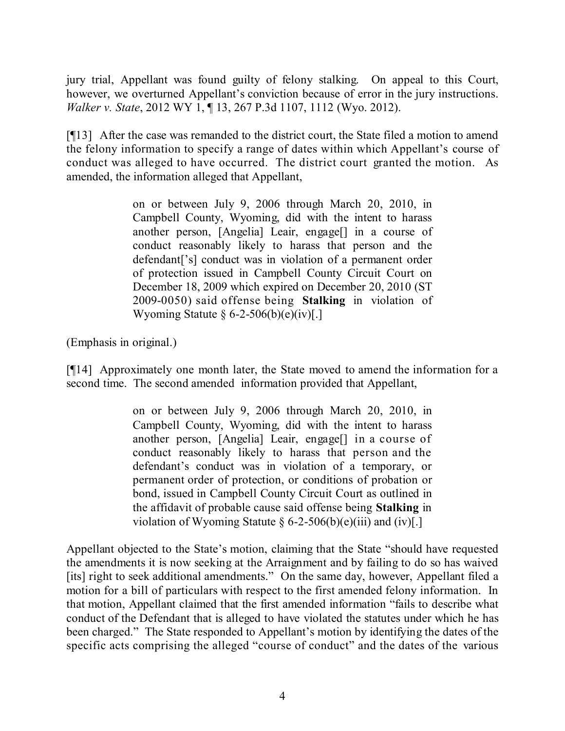jury trial, Appellant was found guilty of felony stalking. On appeal to this Court, however, we overturned Appellant's conviction because of error in the jury instructions. *Walker v. State*, 2012 WY 1, ¶ 13, 267 P.3d 1107, 1112 (Wyo. 2012).

[¶13] After the case was remanded to the district court, the State filed a motion to amend the felony information to specify a range of dates within which Appellant's course of conduct was alleged to have occurred. The district court granted the motion. As amended, the information alleged that Appellant,

> on or between July 9, 2006 through March 20, 2010, in Campbell County, Wyoming, did with the intent to harass another person, [Angelia] Leair, engage[] in a course of conduct reasonably likely to harass that person and the defendant['s] conduct was in violation of a permanent order of protection issued in Campbell County Circuit Court on December 18, 2009 which expired on December 20, 2010 (ST 2009-0050) said offense being **Stalking** in violation of Wyoming Statute § 6-2-506(b)(e)(iv)[.]

(Emphasis in original.)

[¶14] Approximately one month later, the State moved to amend the information for a second time. The second amended information provided that Appellant,

> on or between July 9, 2006 through March 20, 2010, in Campbell County, Wyoming, did with the intent to harass another person, [Angelia] Leair, engage[] in a course of conduct reasonably likely to harass that person and the defendant's conduct was in violation of a temporary, or permanent order of protection, or conditions of probation or bond, issued in Campbell County Circuit Court as outlined in the affidavit of probable cause said offense being **Stalking** in violation of Wyoming Statute § 6-2-506(b)(e)(iii) and (iv)[.]

Appellant objected to the State's motion, claiming that the State "should have requested the amendments it is now seeking at the Arraignment and by failing to do so has waived [its] right to seek additional amendments." On the same day, however, Appellant filed a motion for a bill of particulars with respect to the first amended felony information. In that motion, Appellant claimed that the first amended information "fails to describe what conduct of the Defendant that is alleged to have violated the statutes under which he has been charged." The State responded to Appellant's motion by identifying the dates of the specific acts comprising the alleged "course of conduct" and the dates of the various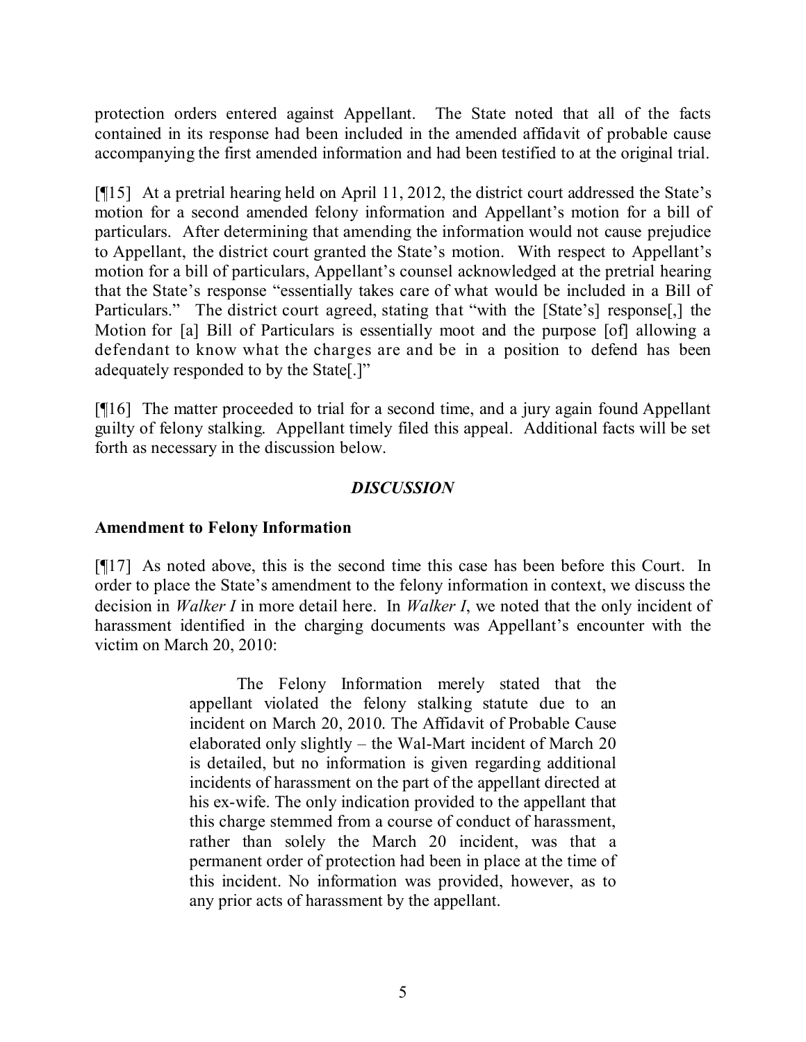protection orders entered against Appellant. The State noted that all of the facts contained in its response had been included in the amended affidavit of probable cause accompanying the first amended information and had been testified to at the original trial.

[¶15] At a pretrial hearing held on April 11, 2012, the district court addressed the State's motion for a second amended felony information and Appellant's motion for a bill of particulars. After determining that amending the information would not cause prejudice to Appellant, the district court granted the State's motion. With respect to Appellant's motion for a bill of particulars, Appellant's counsel acknowledged at the pretrial hearing that the State's response "essentially takes care of what would be included in a Bill of Particulars." The district court agreed, stating that "with the [State's] response[,] the Motion for [a] Bill of Particulars is essentially moot and the purpose [of] allowing a defendant to know what the charges are and be in a position to defend has been adequately responded to by the State[.]"

[¶16] The matter proceeded to trial for a second time, and a jury again found Appellant guilty of felony stalking. Appellant timely filed this appeal. Additional facts will be set forth as necessary in the discussion below.

## *DISCUSSION*

### Amendment to Felony Information

[¶17] As noted above, this is the second time this case has been before this Court. In order to place the State's amendment to the felony information in context, we discuss the decision in *Walker I* in more detail here. In *Walker I*, we noted that the only incident of harassment identified in the charging documents was Appellant's encounter with the victim on March 20, 2010:

> The Felony Information merely stated that the appellant violated the felony stalking statute due to an incident on March 20, 2010. The Affidavit of Probable Cause elaborated only slightly – the Wal-Mart incident of March 20 is detailed, but no information is given regarding additional incidents of harassment on the part of the appellant directed at his ex-wife. The only indication provided to the appellant that this charge stemmed from a course of conduct of harassment, rather than solely the March 20 incident, was that a permanent order of protection had been in place at the time of this incident. No information was provided, however, as to any prior acts of harassment by the appellant.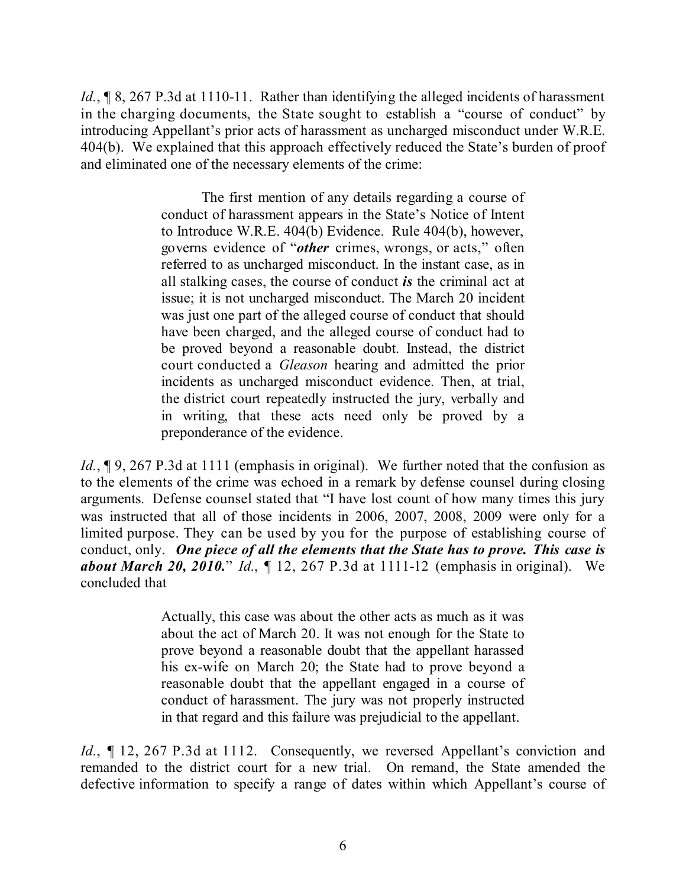*Id.*, ¶ 8, 267 P.3d at 1110-11. Rather than identifying the alleged incidents of harassment in the charging documents, the State sought to establish a "course of conduct" by introducing Appellant's prior acts of harassment as uncharged misconduct under W.R.E. 404(b). We explained that this approach effectively reduced the State's burden of proof and eliminated one of the necessary elements of the crime:

> The first mention of any details regarding a course of conduct of harassment appears in the State's Notice of Intent to Introduce W.R.E. 404(b) Evidence. Rule 404(b), however, governs evidence of "***other*** crimes, wrongs, or acts," often referred to as uncharged misconduct. In the instant case, as in all stalking cases, the course of conduct ***is*** the criminal act at issue; it is not uncharged misconduct. The March 20 incident was just one part of the alleged course of conduct that should have been charged, and the alleged course of conduct had to be proved beyond a reasonable doubt. Instead, the district court conducted a *Gleason* hearing and admitted the prior incidents as uncharged misconduct evidence. Then, at trial, the district court repeatedly instructed the jury, verbally and in writing, that these acts need only be proved by a preponderance of the evidence.

*Id.*, ¶ 9, 267 P.3d at 1111 (emphasis in original). We further noted that the confusion as to the elements of the crime was echoed in a remark by defense counsel during closing arguments. Defense counsel stated that "I have lost count of how many times this jury was instructed that all of those incidents in 2006, 2007, 2008, 2009 were only for a limited purpose. They can be used by you for the purpose of establishing course of conduct, only. ***One piece of all the elements that the State has to prove. This case is about March 20, 2010.***" *Id.*, ¶ 12, 267 P.3d at 1111-12 (emphasis in original). We concluded that

> Actually, this case was about the other acts as much as it was about the act of March 20. It was not enough for the State to prove beyond a reasonable doubt that the appellant harassed his ex-wife on March 20; the State had to prove beyond a reasonable doubt that the appellant engaged in a course of conduct of harassment. The jury was not properly instructed in that regard and this failure was prejudicial to the appellant.

*Id.*, ¶ 12, 267 P.3d at 1112. Consequently, we reversed Appellant's conviction and remanded to the district court for a new trial. On remand, the State amended the defective information to specify a range of dates within which Appellant's course of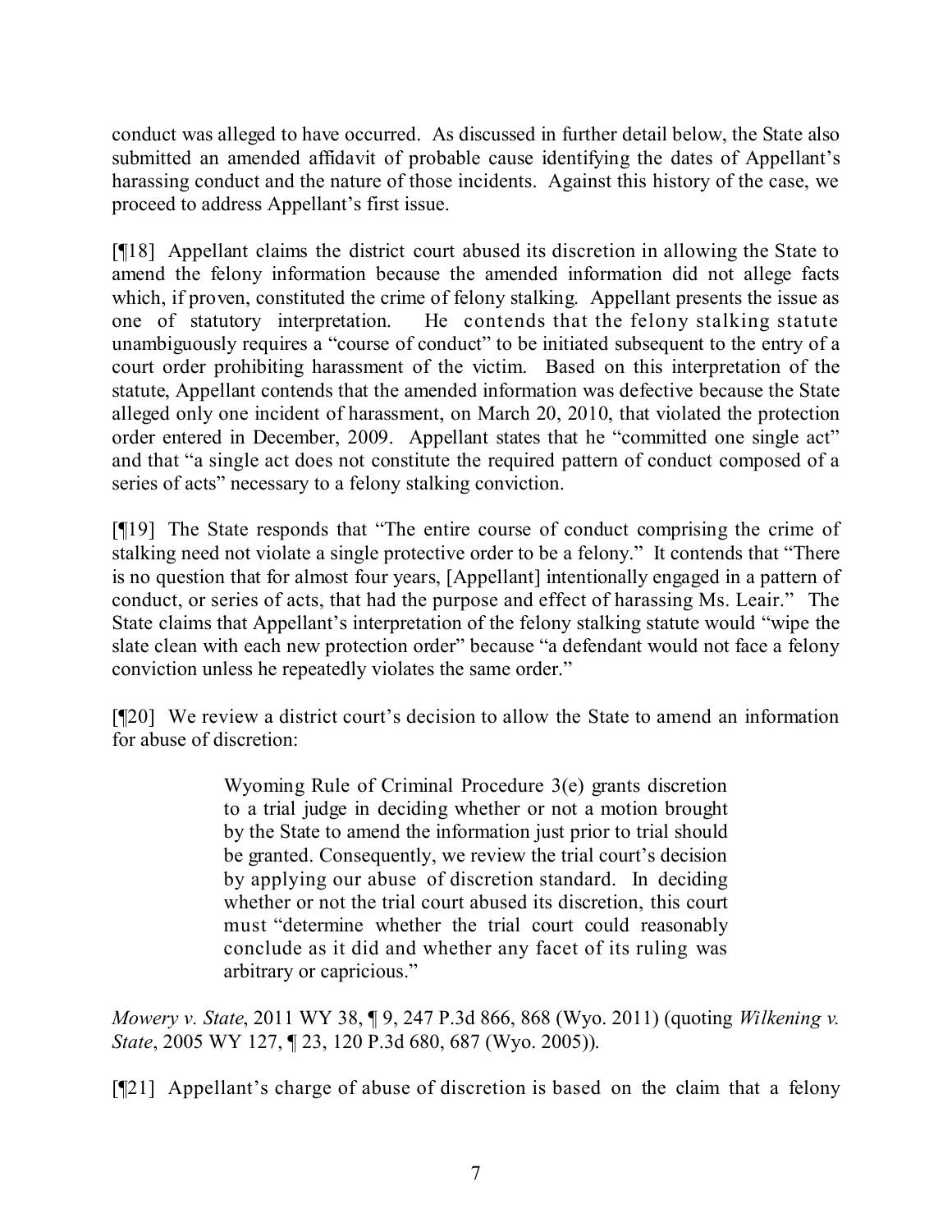conduct was alleged to have occurred. As discussed in further detail below, the State also submitted an amended affidavit of probable cause identifying the dates of Appellant's harassing conduct and the nature of those incidents. Against this history of the case, we proceed to address Appellant's first issue.

[¶18] Appellant claims the district court abused its discretion in allowing the State to amend the felony information because the amended information did not allege facts which, if proven, constituted the crime of felony stalking. Appellant presents the issue as one of statutory interpretation. He contends that the felony stalking statute unambiguously requires a "course of conduct" to be initiated subsequent to the entry of a court order prohibiting harassment of the victim. Based on this interpretation of the statute, Appellant contends that the amended information was defective because the State alleged only one incident of harassment, on March 20, 2010, that violated the protection order entered in December, 2009. Appellant states that he "committed one single act" and that "a single act does not constitute the required pattern of conduct composed of a series of acts" necessary to a felony stalking conviction.

[¶19] The State responds that "The entire course of conduct comprising the crime of stalking need not violate a single protective order to be a felony." It contends that "There is no question that for almost four years, [Appellant] intentionally engaged in a pattern of conduct, or series of acts, that had the purpose and effect of harassing Ms. Leair." The State claims that Appellant's interpretation of the felony stalking statute would "wipe the slate clean with each new protection order" because "a defendant would not face a felony conviction unless he repeatedly violates the same order."

[¶20] We review a district court's decision to allow the State to amend an information for abuse of discretion:

> Wyoming Rule of Criminal Procedure 3(e) grants discretion to a trial judge in deciding whether or not a motion brought by the State to amend the information just prior to trial should be granted. Consequently, we review the trial court's decision by applying our abuse of discretion standard. In deciding whether or not the trial court abused its discretion, this court must "determine whether the trial court could reasonably conclude as it did and whether any facet of its ruling was arbitrary or capricious."

*Mowery v. State*, 2011 WY 38, ¶ 9, 247 P.3d 866, 868 (Wyo. 2011) (quoting *Wilkening v. State*, 2005 WY 127, ¶ 23, 120 P.3d 680, 687 (Wyo. 2005)).

[¶21] Appellant's charge of abuse of discretion is based on the claim that a felony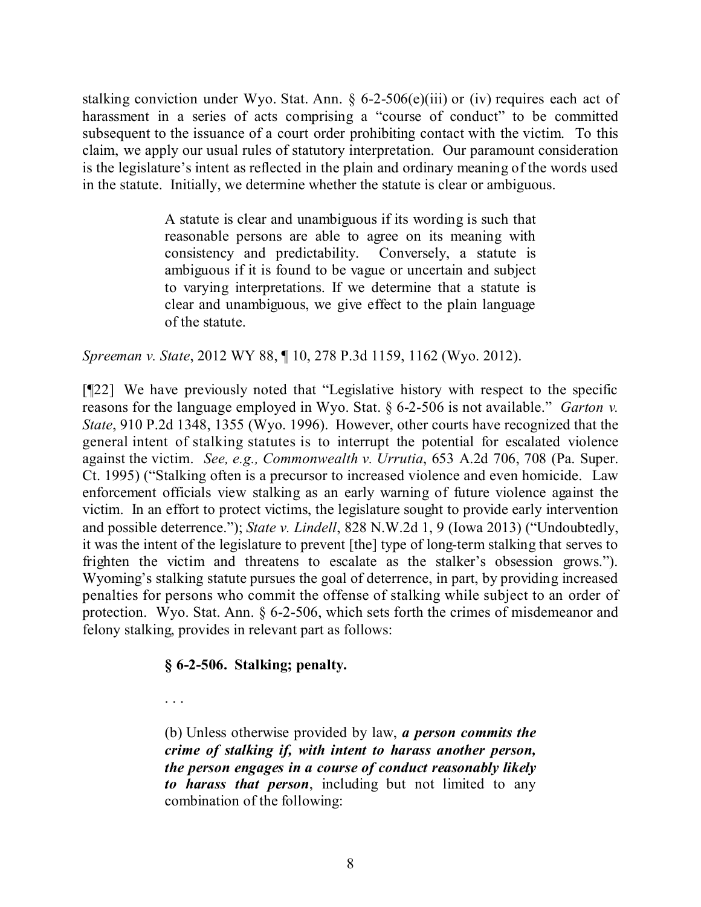stalking conviction under Wyo. Stat. Ann. § 6-2-506(e)(iii) or (iv) requires each act of harassment in a series of acts comprising a "course of conduct" to be committed subsequent to the issuance of a court order prohibiting contact with the victim. To this claim, we apply our usual rules of statutory interpretation. Our paramount consideration is the legislature's intent as reflected in the plain and ordinary meaning of the words used in the statute. Initially, we determine whether the statute is clear or ambiguous.

> A statute is clear and unambiguous if its wording is such that reasonable persons are able to agree on its meaning with consistency and predictability. Conversely, a statute is ambiguous if it is found to be vague or uncertain and subject to varying interpretations. If we determine that a statute is clear and unambiguous, we give effect to the plain language of the statute.

*Spreeman v. State*, 2012 WY 88, ¶ 10, 278 P.3d 1159, 1162 (Wyo. 2012).

[¶22] We have previously noted that "Legislative history with respect to the specific reasons for the language employed in Wyo. Stat. § 6-2-506 is not available." *Garton v. State*, 910 P.2d 1348, 1355 (Wyo. 1996). However, other courts have recognized that the general intent of stalking statutes is to interrupt the potential for escalated violence against the victim. *See, e.g., Commonwealth v. Urrutia*, 653 A.2d 706, 708 (Pa. Super. Ct. 1995) ("Stalking often is a precursor to increased violence and even homicide. Law enforcement officials view stalking as an early warning of future violence against the victim. In an effort to protect victims, the legislature sought to provide early intervention and possible deterrence."); *State v. Lindell*, 828 N.W.2d 1, 9 (Iowa 2013) ("Undoubtedly, it was the intent of the legislature to prevent [the] type of long-term stalking that serves to frighten the victim and threatens to escalate as the stalker's obsession grows."). Wyoming's stalking statute pursues the goal of deterrence, in part, by providing increased penalties for persons who commit the offense of stalking while subject to an order of protection. Wyo. Stat. Ann. § 6-2-506, which sets forth the crimes of misdemeanor and felony stalking, provides in relevant part as follows:

> **§ 6-2-506. Stalking; penalty.**
>
> . . .
>
> (b) Unless otherwise provided by law, ***a person commits the crime of stalking if, with intent to harass another person, the person engages in a course of conduct reasonably likely to harass that person***, including but not limited to any combination of the following: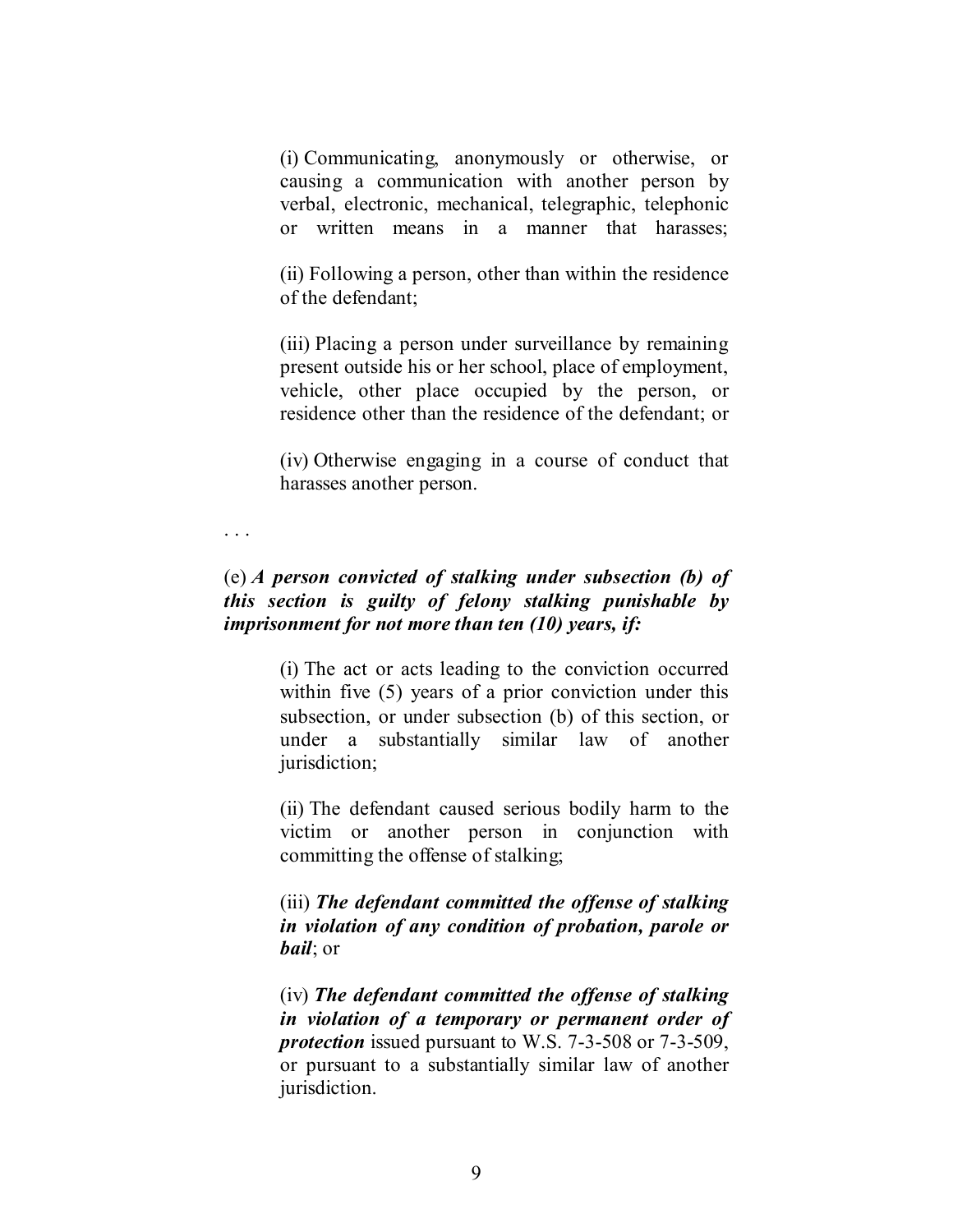(i) Communicating, anonymously or otherwise, or causing a communication with another person by verbal, electronic, mechanical, telegraphic, telephonic or written means in a manner that harasses;

(ii) Following a person, other than within the residence of the defendant;

(iii) Placing a person under surveillance by remaining present outside his or her school, place of employment, vehicle, other place occupied by the person, or residence other than the residence of the defendant; or

(iv) Otherwise engaging in a course of conduct that harasses another person.

. . .

(e) ***A person convicted of stalking under subsection (b) of this section is guilty of felony stalking punishable by imprisonment for not more than ten (10) years, if:***

(i) The act or acts leading to the conviction occurred within five (5) years of a prior conviction under this subsection, or under subsection (b) of this section, or under a substantially similar law of another jurisdiction;

(ii) The defendant caused serious bodily harm to the victim or another person in conjunction with committing the offense of stalking;

(iii) ***The defendant committed the offense of stalking in violation of any condition of probation, parole or bail***; or

(iv) ***The defendant committed the offense of stalking in violation of a temporary or permanent order of protection*** issued pursuant to W.S. 7-3-508 or 7-3-509, or pursuant to a substantially similar law of another jurisdiction.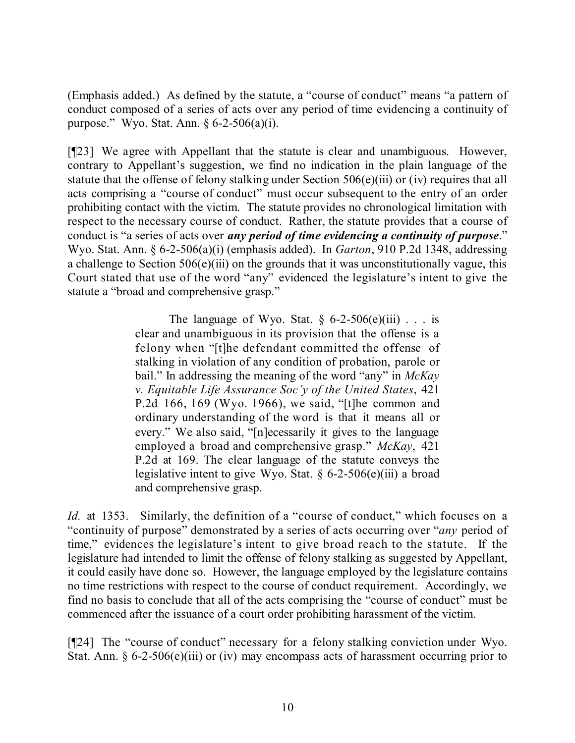(Emphasis added.) As defined by the statute, a "course of conduct" means "a pattern of conduct composed of a series of acts over any period of time evidencing a continuity of purpose." Wyo. Stat. Ann. § 6-2-506(a)(i).

[¶23] We agree with Appellant that the statute is clear and unambiguous. However, contrary to Appellant's suggestion, we find no indication in the plain language of the statute that the offense of felony stalking under Section 506(e)(iii) or (iv) requires that all acts comprising a "course of conduct" must occur subsequent to the entry of an order prohibiting contact with the victim. The statute provides no chronological limitation with respect to the necessary course of conduct. Rather, the statute provides that a course of conduct is "a series of acts over ***any period of time evidencing a continuity of purpose***." Wyo. Stat. Ann. § 6-2-506(a)(i) (emphasis added). In *Garton*, 910 P.2d 1348, addressing a challenge to Section 506(e)(iii) on the grounds that it was unconstitutionally vague, this Court stated that use of the word "any" evidenced the legislature's intent to give the statute a "broad and comprehensive grasp."

> The language of Wyo. Stat. § 6-2-506(e)(iii) . . . is clear and unambiguous in its provision that the offense is a felony when "[t]he defendant committed the offense of stalking in violation of any condition of probation, parole or bail." In addressing the meaning of the word "any" in *McKay v. Equitable Life Assurance Soc'y of the United States*, 421 P.2d 166, 169 (Wyo. 1966), we said, "[t]he common and ordinary understanding of the word is that it means all or every." We also said, "[n]ecessarily it gives to the language employed a broad and comprehensive grasp." *McKay*, 421 P.2d at 169. The clear language of the statute conveys the legislative intent to give Wyo. Stat. § 6-2-506(e)(iii) a broad and comprehensive grasp.

*Id.* at 1353. Similarly, the definition of a "course of conduct," which focuses on a "continuity of purpose" demonstrated by a series of acts occurring over "*any* period of time," evidences the legislature's intent to give broad reach to the statute. If the legislature had intended to limit the offense of felony stalking as suggested by Appellant, it could easily have done so. However, the language employed by the legislature contains no time restrictions with respect to the course of conduct requirement. Accordingly, we find no basis to conclude that all of the acts comprising the "course of conduct" must be commenced after the issuance of a court order prohibiting harassment of the victim.

[¶24] The "course of conduct" necessary for a felony stalking conviction under Wyo. Stat. Ann. § 6-2-506(e)(iii) or (iv) may encompass acts of harassment occurring prior to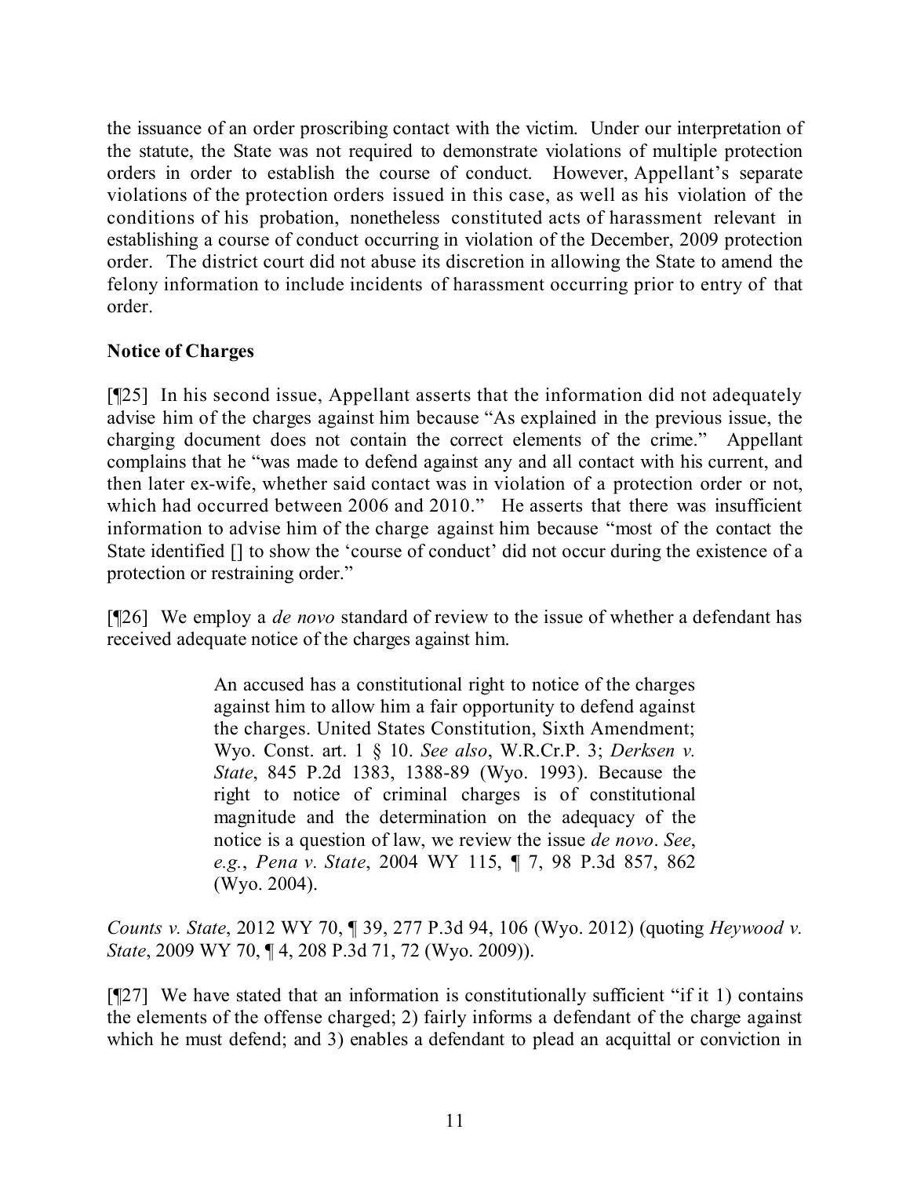the issuance of an order proscribing contact with the victim. Under our interpretation of the statute, the State was not required to demonstrate violations of multiple protection orders in order to establish the course of conduct. However, Appellant's separate violations of the protection orders issued in this case, as well as his violation of the conditions of his probation, nonetheless constituted acts of harassment relevant in establishing a course of conduct occurring in violation of the December, 2009 protection order. The district court did not abuse its discretion in allowing the State to amend the felony information to include incidents of harassment occurring prior to entry of that order.

**Notice of Charges**

[¶25] In his second issue, Appellant asserts that the information did not adequately advise him of the charges against him because "As explained in the previous issue, the charging document does not contain the correct elements of the crime." Appellant complains that he "was made to defend against any and all contact with his current, and then later ex-wife, whether said contact was in violation of a protection order or not, which had occurred between 2006 and 2010." He asserts that there was insufficient information to advise him of the charge against him because "most of the contact the State identified [] to show the 'course of conduct' did not occur during the existence of a protection or restraining order."

[¶26] We employ a *de novo* standard of review to the issue of whether a defendant has received adequate notice of the charges against him.

> An accused has a constitutional right to notice of the charges against him to allow him a fair opportunity to defend against the charges. United States Constitution, Sixth Amendment; Wyo. Const. art. 1 § 10. *See also*, W.R.Cr.P. 3; *Derksen v. State*, 845 P.2d 1383, 1388-89 (Wyo. 1993). Because the right to notice of criminal charges is of constitutional magnitude and the determination on the adequacy of the notice is a question of law, we review the issue *de novo*. *See*, *e.g.*, *Pena v. State*, 2004 WY 115, ¶ 7, 98 P.3d 857, 862 (Wyo. 2004).

*Counts v. State*, 2012 WY 70, ¶ 39, 277 P.3d 94, 106 (Wyo. 2012) (quoting *Heywood v. State*, 2009 WY 70, ¶ 4, 208 P.3d 71, 72 (Wyo. 2009)).

[¶27] We have stated that an information is constitutionally sufficient "if it 1) contains the elements of the offense charged; 2) fairly informs a defendant of the charge against which he must defend; and 3) enables a defendant to plead an acquittal or conviction in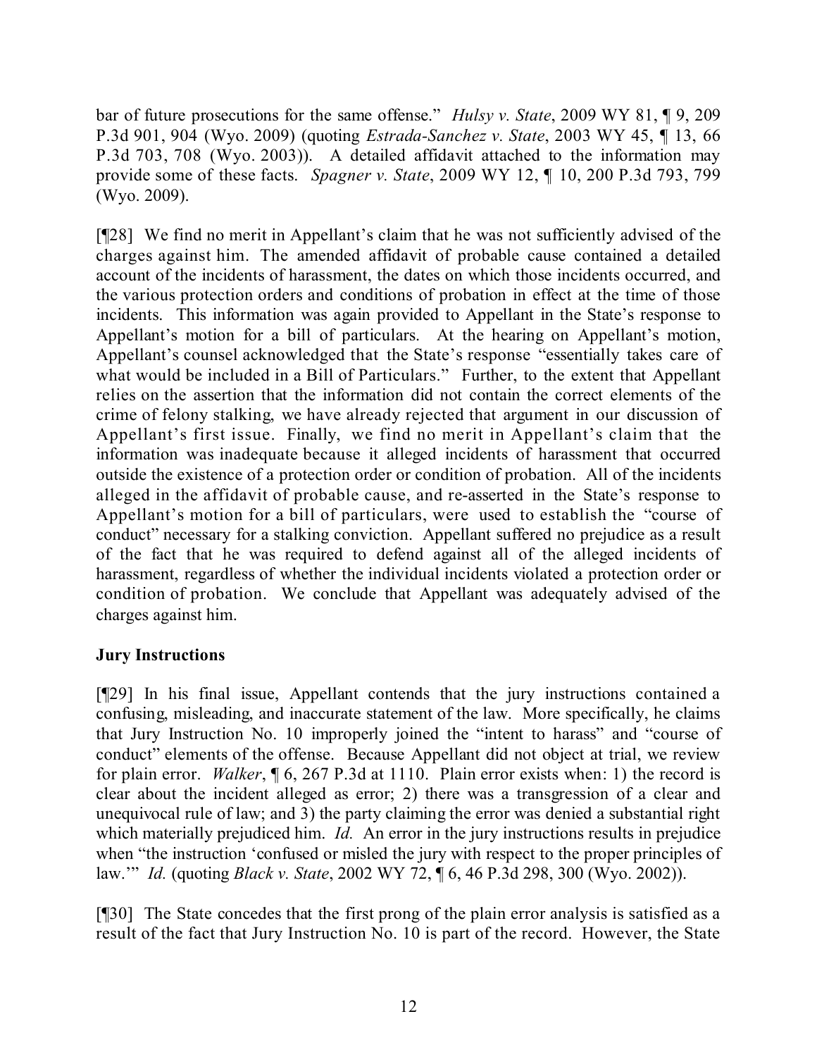bar of future prosecutions for the same offense." *Hulsy v. State*, 2009 WY 81, ¶ 9, 209 P.3d 901, 904 (Wyo. 2009) (quoting *Estrada-Sanchez v. State*, 2003 WY 45, ¶ 13, 66 P.3d 703, 708 (Wyo. 2003)). A detailed affidavit attached to the information may provide some of these facts. *Spagner v. State*, 2009 WY 12, ¶ 10, 200 P.3d 793, 799 (Wyo. 2009).

[¶28] We find no merit in Appellant's claim that he was not sufficiently advised of the charges against him. The amended affidavit of probable cause contained a detailed account of the incidents of harassment, the dates on which those incidents occurred, and the various protection orders and conditions of probation in effect at the time of those incidents. This information was again provided to Appellant in the State's response to Appellant's motion for a bill of particulars. At the hearing on Appellant's motion, Appellant's counsel acknowledged that the State's response "essentially takes care of what would be included in a Bill of Particulars." Further, to the extent that Appellant relies on the assertion that the information did not contain the correct elements of the crime of felony stalking, we have already rejected that argument in our discussion of Appellant's first issue. Finally, we find no merit in Appellant's claim that the information was inadequate because it alleged incidents of harassment that occurred outside the existence of a protection order or condition of probation. All of the incidents alleged in the affidavit of probable cause, and re-asserted in the State's response to Appellant's motion for a bill of particulars, were used to establish the "course of conduct" necessary for a stalking conviction. Appellant suffered no prejudice as a result of the fact that he was required to defend against all of the alleged incidents of harassment, regardless of whether the individual incidents violated a protection order or condition of probation. We conclude that Appellant was adequately advised of the charges against him.

**Jury Instructions**

[¶29] In his final issue, Appellant contends that the jury instructions contained a confusing, misleading, and inaccurate statement of the law. More specifically, he claims that Jury Instruction No. 10 improperly joined the "intent to harass" and "course of conduct" elements of the offense. Because Appellant did not object at trial, we review for plain error. *Walker*, ¶ 6, 267 P.3d at 1110. Plain error exists when: 1) the record is clear about the incident alleged as error; 2) there was a transgression of a clear and unequivocal rule of law; and 3) the party claiming the error was denied a substantial right which materially prejudiced him. *Id.* An error in the jury instructions results in prejudice when "the instruction 'confused or misled the jury with respect to the proper principles of law.'" *Id.* (quoting *Black v. State*, 2002 WY 72, ¶ 6, 46 P.3d 298, 300 (Wyo. 2002)).

[¶30] The State concedes that the first prong of the plain error analysis is satisfied as a result of the fact that Jury Instruction No. 10 is part of the record. However, the State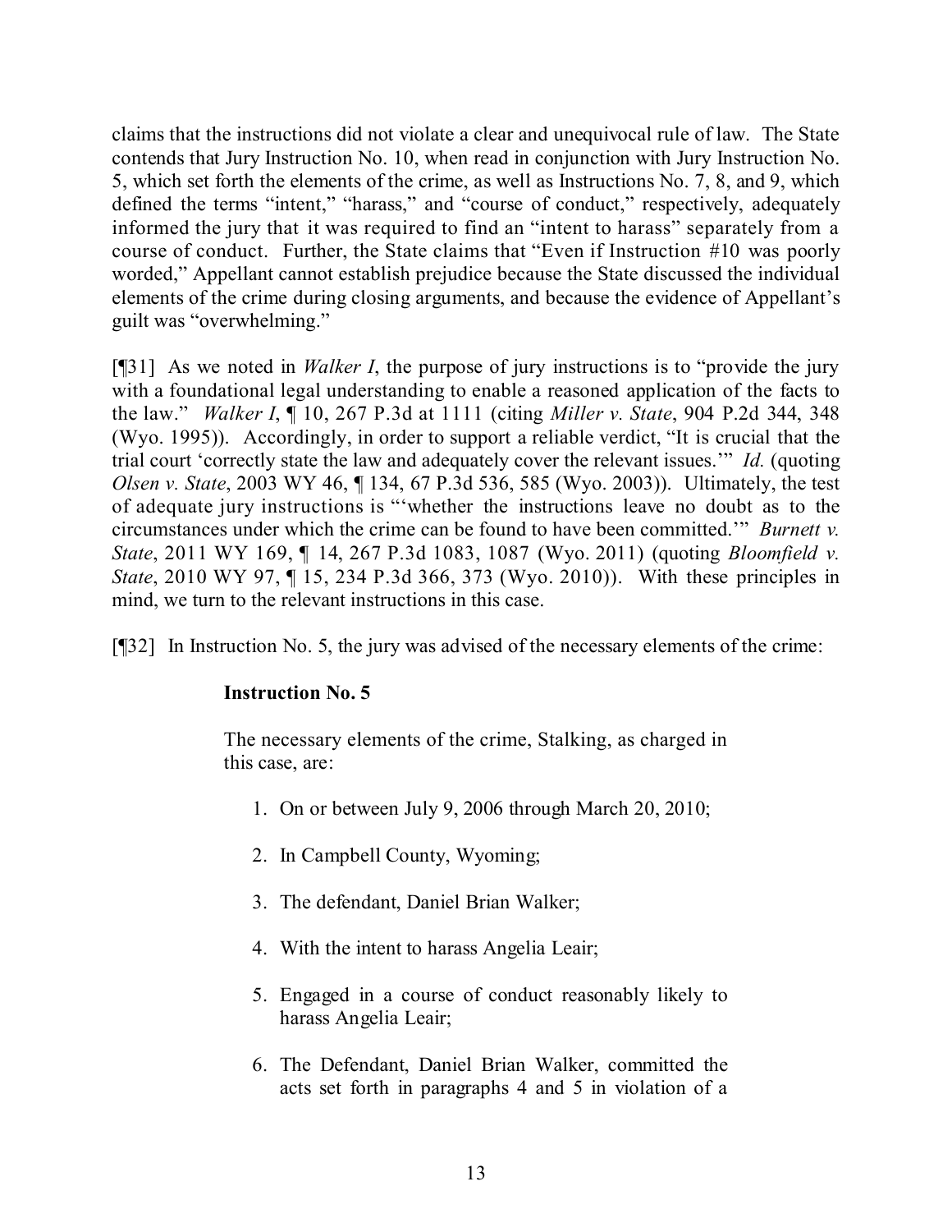claims that the instructions did not violate a clear and unequivocal rule of law. The State contends that Jury Instruction No. 10, when read in conjunction with Jury Instruction No. 5, which set forth the elements of the crime, as well as Instructions No. 7, 8, and 9, which defined the terms "intent," "harass," and "course of conduct," respectively, adequately informed the jury that it was required to find an "intent to harass" separately from a course of conduct. Further, the State claims that "Even if Instruction #10 was poorly worded," Appellant cannot establish prejudice because the State discussed the individual elements of the crime during closing arguments, and because the evidence of Appellant's guilt was "overwhelming."

[¶31] As we noted in *Walker I*, the purpose of jury instructions is to "provide the jury with a foundational legal understanding to enable a reasoned application of the facts to the law." *Walker I*, ¶ 10, 267 P.3d at 1111 (citing *Miller v. State*, 904 P.2d 344, 348 (Wyo. 1995)). Accordingly, in order to support a reliable verdict, "It is crucial that the trial court 'correctly state the law and adequately cover the relevant issues.'" *Id.* (quoting *Olsen v. State*, 2003 WY 46, ¶ 134, 67 P.3d 536, 585 (Wyo. 2003)). Ultimately, the test of adequate jury instructions is "'whether the instructions leave no doubt as to the circumstances under which the crime can be found to have been committed.'" *Burnett v. State*, 2011 WY 169, ¶ 14, 267 P.3d 1083, 1087 (Wyo. 2011) (quoting *Bloomfield v. State*, 2010 WY 97, ¶ 15, 234 P.3d 366, 373 (Wyo. 2010)). With these principles in mind, we turn to the relevant instructions in this case.

[¶32] In Instruction No. 5, the jury was advised of the necessary elements of the crime:

> **Instruction No. 5**
>
> The necessary elements of the crime, Stalking, as charged in this case, are:
>
> 1. On or between July 9, 2006 through March 20, 2010;
> 2. In Campbell County, Wyoming;
> 3. The defendant, Daniel Brian Walker;
> 4. With the intent to harass Angelia Leair;
> 5. Engaged in a course of conduct reasonably likely to harass Angelia Leair;
> 6. The Defendant, Daniel Brian Walker, committed the acts set forth in paragraphs 4 and 5 in violation of a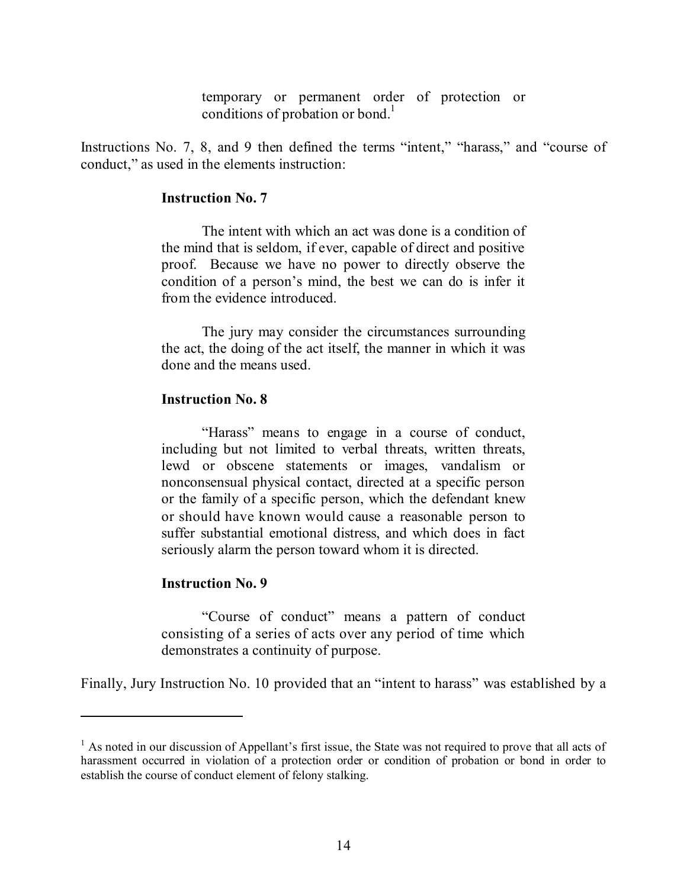> temporary or permanent order of protection or conditions of probation or bond.[1]

Instructions No. 7, 8, and 9 then defined the terms "intent," "harass," and "course of conduct," as used in the elements instruction:

> **Instruction No. 7**
>
> The intent with which an act was done is a condition of the mind that is seldom, if ever, capable of direct and positive proof. Because we have no power to directly observe the condition of a person's mind, the best we can do is infer it from the evidence introduced.
>
> The jury may consider the circumstances surrounding the act, the doing of the act itself, the manner in which it was done and the means used.
>
> **Instruction No. 8**
>
> "Harass" means to engage in a course of conduct, including but not limited to verbal threats, written threats, lewd or obscene statements or images, vandalism or nonconsensual physical contact, directed at a specific person or the family of a specific person, which the defendant knew or should have known would cause a reasonable person to suffer substantial emotional distress, and which does in fact seriously alarm the person toward whom it is directed.
>
> **Instruction No. 9**
>
> "Course of conduct" means a pattern of conduct consisting of a series of acts over any period of time which demonstrates a continuity of purpose.

Finally, Jury Instruction No. 10 provided that an "intent to harass" was established by a

---

[1] As noted in our discussion of Appellant's first issue, the State was not required to prove that all acts of harassment occurred in violation of a protection order or condition of probation or bond in order to establish the course of conduct element of felony stalking.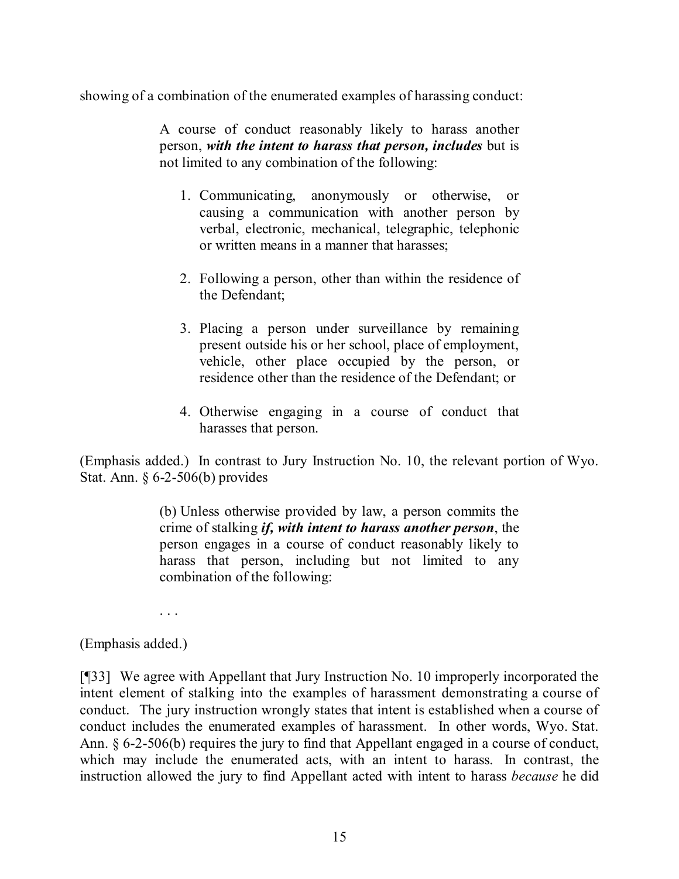showing of a combination of the enumerated examples of harassing conduct:

> A course of conduct reasonably likely to harass another person, ***with the intent to harass that person, includes*** but is not limited to any combination of the following:
>
> 1. Communicating, anonymously or otherwise, or causing a communication with another person by verbal, electronic, mechanical, telegraphic, telephonic or written means in a manner that harasses;
>
> 2. Following a person, other than within the residence of the Defendant;
>
> 3. Placing a person under surveillance by remaining present outside his or her school, place of employment, vehicle, other place occupied by the person, or residence other than the residence of the Defendant; or
>
> 4. Otherwise engaging in a course of conduct that harasses that person.

(Emphasis added.) In contrast to Jury Instruction No. 10, the relevant portion of Wyo. Stat. Ann. § 6-2-506(b) provides

> (b) Unless otherwise provided by law, a person commits the crime of stalking ***if, with intent to harass another person***, the person engages in a course of conduct reasonably likely to harass that person, including but not limited to any combination of the following:
>
> . . .

(Emphasis added.)

[¶33] We agree with Appellant that Jury Instruction No. 10 improperly incorporated the intent element of stalking into the examples of harassment demonstrating a course of conduct. The jury instruction wrongly states that intent is established when a course of conduct includes the enumerated examples of harassment. In other words, Wyo. Stat. Ann. § 6-2-506(b) requires the jury to find that Appellant engaged in a course of conduct, which may include the enumerated acts, with an intent to harass. In contrast, the instruction allowed the jury to find Appellant acted with intent to harass *because* he did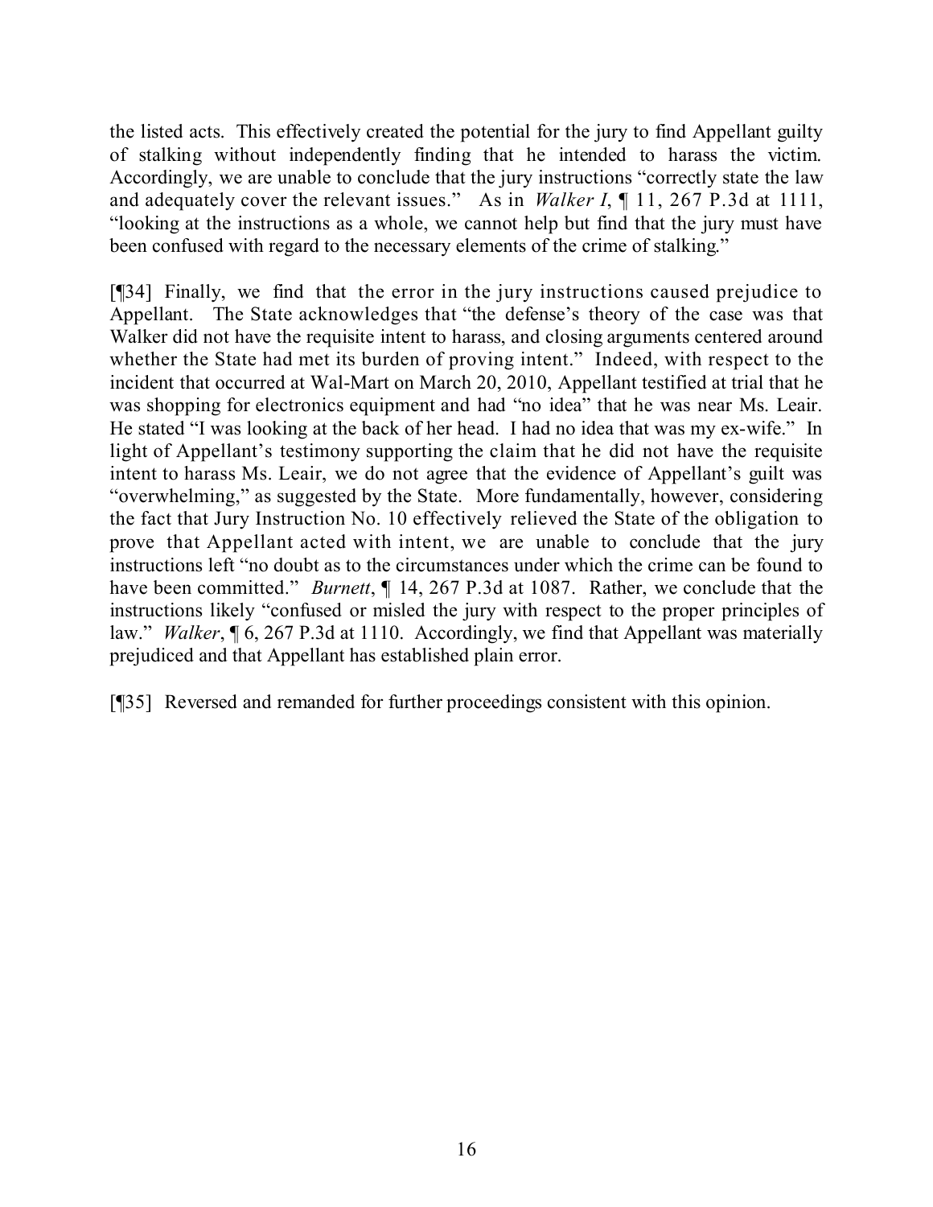the listed acts. This effectively created the potential for the jury to find Appellant guilty of stalking without independently finding that he intended to harass the victim. Accordingly, we are unable to conclude that the jury instructions "correctly state the law and adequately cover the relevant issues." As in *Walker I*, ¶ 11, 267 P.3d at 1111, "looking at the instructions as a whole, we cannot help but find that the jury must have been confused with regard to the necessary elements of the crime of stalking."

[¶34] Finally, we find that the error in the jury instructions caused prejudice to Appellant. The State acknowledges that "the defense's theory of the case was that Walker did not have the requisite intent to harass, and closing arguments centered around whether the State had met its burden of proving intent." Indeed, with respect to the incident that occurred at Wal-Mart on March 20, 2010, Appellant testified at trial that he was shopping for electronics equipment and had "no idea" that he was near Ms. Leair. He stated "I was looking at the back of her head. I had no idea that was my ex-wife." In light of Appellant's testimony supporting the claim that he did not have the requisite intent to harass Ms. Leair, we do not agree that the evidence of Appellant's guilt was "overwhelming," as suggested by the State. More fundamentally, however, considering the fact that Jury Instruction No. 10 effectively relieved the State of the obligation to prove that Appellant acted with intent, we are unable to conclude that the jury instructions left "no doubt as to the circumstances under which the crime can be found to have been committed." *Burnett*, ¶ 14, 267 P.3d at 1087. Rather, we conclude that the instructions likely "confused or misled the jury with respect to the proper principles of law." *Walker*, ¶ 6, 267 P.3d at 1110. Accordingly, we find that Appellant was materially prejudiced and that Appellant has established plain error.

[¶35] Reversed and remanded for further proceedings consistent with this opinion.